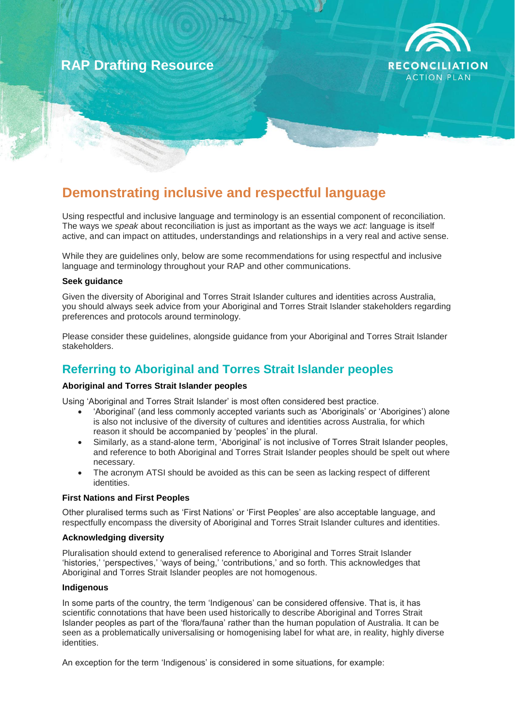RAP Drafting Resource

RECONCILIATION ACTION PLAN

# Demonstrating inclusive and respectful language

Using respectful and inclusive language and terminology is an essential component of reconciliation. The ways we *speak* about reconciliation is just as important as the ways we *act*: language is itself active, and can impact on attitudes, understandings and relationships in a very real and active sense.

While they are guidelines only, below are some recommendations for using respectful and inclusive language and terminology throughout your RAP and other communications.

**Seek guidance**

Given the diversity of Aboriginal and Torres Strait Islander cultures and identities across Australia, you should always seek advice from your Aboriginal and Torres Strait Islander stakeholders regarding preferences and protocols around terminology.

Please consider these guidelines, alongside guidance from your Aboriginal and Torres Strait Islander stakeholders.

## Referring to Aboriginal and Torres Strait Islander peoples

**Aboriginal and Torres Strait Islander peoples**

Using 'Aboriginal and Torres Strait Islander' is most often considered best practice.

- 'Aboriginal' (and less commonly accepted variants such as 'Aboriginals' or 'Aborigines') alone is also not inclusive of the diversity of cultures and identities across Australia, for which reason it should be accompanied by 'peoples' in the plural.
- Similarly, as a stand-alone term, 'Aboriginal' is not inclusive of Torres Strait Islander peoples, and reference to both Aboriginal and Torres Strait Islander peoples should be spelt out where necessary.
- The acronym ATSI should be avoided as this can be seen as lacking respect of different identities.

**First Nations and First Peoples**

Other pluralised terms such as 'First Nations' or 'First Peoples' are also acceptable language, and respectfully encompass the diversity of Aboriginal and Torres Strait Islander cultures and identities.

**Acknowledging diversity**

Pluralisation should extend to generalised reference to Aboriginal and Torres Strait Islander 'histories,' 'perspectives,' 'ways of being,' 'contributions,' and so forth. This acknowledges that Aboriginal and Torres Strait Islander peoples are not homogenous.

**Indigenous**

In some parts of the country, the term 'Indigenous' can be considered offensive. That is, it has scientific connotations that have been used historically to describe Aboriginal and Torres Strait Islander peoples as part of the 'flora/fauna' rather than the human population of Australia. It can be seen as a problematically universalising or homogenising label for what are, in reality, highly diverse identities.

An exception for the term 'Indigenous' is considered in some situations, for example: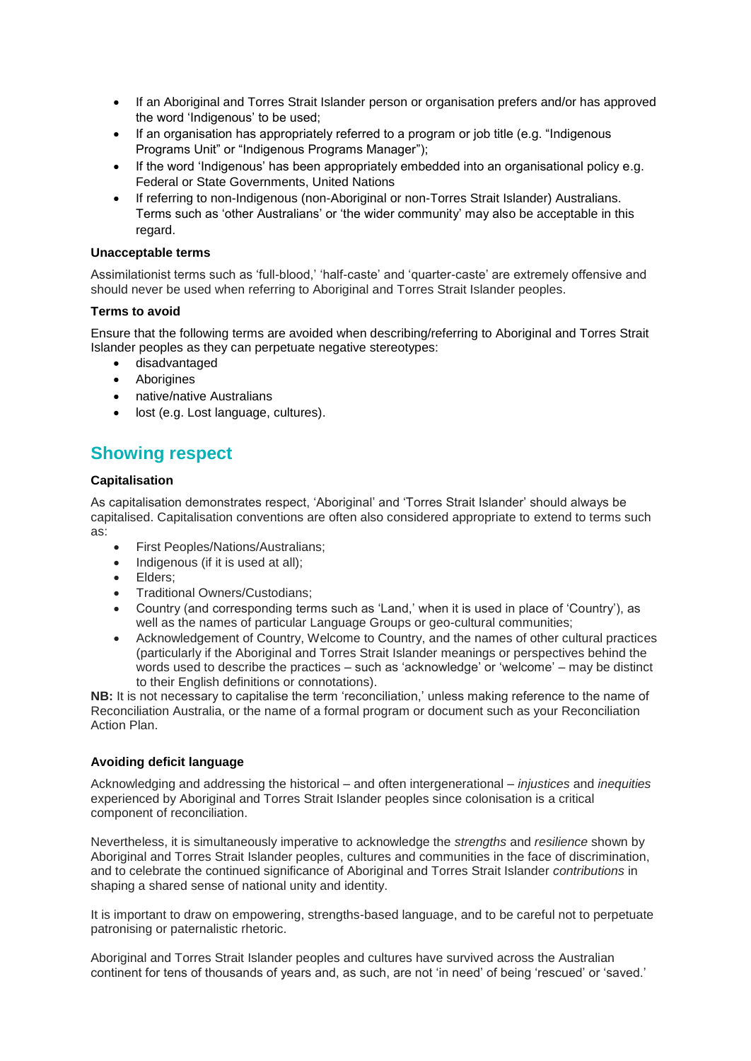- If an Aboriginal and Torres Strait Islander person or organisation prefers and/or has approved the word 'Indigenous' to be used;
- If an organisation has appropriately referred to a program or job title (e.g. "Indigenous Programs Unit" or "Indigenous Programs Manager");
- If the word 'Indigenous' has been appropriately embedded into an organisational policy e.g. Federal or State Governments, United Nations
- If referring to non-Indigenous (non-Aboriginal or non-Torres Strait Islander) Australians. Terms such as 'other Australians' or 'the wider community' may also be acceptable in this regard.

**Unacceptable terms**

Assimilationist terms such as 'full-blood,' 'half-caste' and 'quarter-caste' are extremely offensive and should never be used when referring to Aboriginal and Torres Strait Islander peoples.

**Terms to avoid**

Ensure that the following terms are avoided when describing/referring to Aboriginal and Torres Strait Islander peoples as they can perpetuate negative stereotypes:

- disadvantaged
- Aborigines
- native/native Australians
- lost (e.g. Lost language, cultures).

## Showing respect

**Capitalisation**

As capitalisation demonstrates respect, 'Aboriginal' and 'Torres Strait Islander' should always be capitalised. Capitalisation conventions are often also considered appropriate to extend to terms such as:

- First Peoples/Nations/Australians;
- Indigenous (if it is used at all);
- Elders;
- Traditional Owners/Custodians;
- Country (and corresponding terms such as 'Land,' when it is used in place of 'Country'), as well as the names of particular Language Groups or geo-cultural communities;
- Acknowledgement of Country, Welcome to Country, and the names of other cultural practices (particularly if the Aboriginal and Torres Strait Islander meanings or perspectives behind the words used to describe the practices – such as 'acknowledge' or 'welcome' – may be distinct to their English definitions or connotations).

**NB:** It is not necessary to capitalise the term 'reconciliation,' unless making reference to the name of Reconciliation Australia, or the name of a formal program or document such as your Reconciliation Action Plan.

**Avoiding deficit language**

Acknowledging and addressing the historical – and often intergenerational – *injustices* and *inequities* experienced by Aboriginal and Torres Strait Islander peoples since colonisation is a critical component of reconciliation.

Nevertheless, it is simultaneously imperative to acknowledge the *strengths* and *resilience* shown by Aboriginal and Torres Strait Islander peoples, cultures and communities in the face of discrimination, and to celebrate the continued significance of Aboriginal and Torres Strait Islander *contributions* in shaping a shared sense of national unity and identity.

It is important to draw on empowering, strengths-based language, and to be careful not to perpetuate patronising or paternalistic rhetoric.

Aboriginal and Torres Strait Islander peoples and cultures have survived across the Australian continent for tens of thousands of years and, as such, are not 'in need' of being 'rescued' or 'saved.'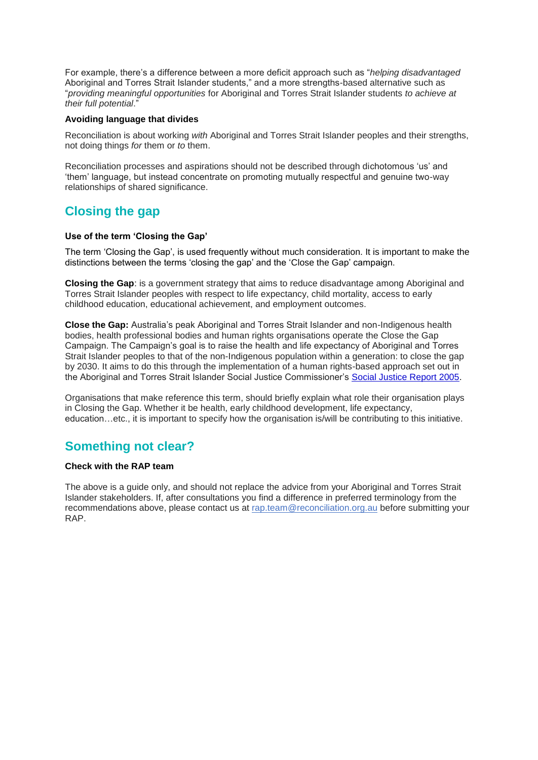For example, there's a difference between a more deficit approach such as "*helping disadvantaged* Aboriginal and Torres Strait Islander students," and a more strengths-based alternative such as "*providing meaningful opportunities* for Aboriginal and Torres Strait Islander students *to achieve at their full potential*."

**Avoiding language that divides**

Reconciliation is about working *with* Aboriginal and Torres Strait Islander peoples and their strengths, not doing things *for* them or *to* them.

Reconciliation processes and aspirations should not be described through dichotomous 'us' and 'them' language, but instead concentrate on promoting mutually respectful and genuine two-way relationships of shared significance.

## Closing the gap

**Use of the term 'Closing the Gap'**

The term 'Closing the Gap', is used frequently without much consideration. It is important to make the distinctions between the terms 'closing the gap' and the 'Close the Gap' campaign.

**Closing the Gap**: is a government strategy that aims to reduce disadvantage among Aboriginal and Torres Strait Islander peoples with respect to life expectancy, child mortality, access to early childhood education, educational achievement, and employment outcomes.

**Close the Gap:** Australia's peak Aboriginal and Torres Strait Islander and non-Indigenous health bodies, health professional bodies and human rights organisations operate the Close the Gap Campaign. The Campaign's goal is to raise the health and life expectancy of Aboriginal and Torres Strait Islander peoples to that of the non-Indigenous population within a generation: to close the gap by 2030. It aims to do this through the implementation of a human rights-based approach set out in the Aboriginal and Torres Strait Islander Social Justice Commissioner's [Social Justice Report 2005](#).

Organisations that make reference this term, should briefly explain what role their organisation plays in Closing the Gap. Whether it be health, early childhood development, life expectancy, education…etc., it is important to specify how the organisation is/will be contributing to this initiative.

## Something not clear?

**Check with the RAP team**

The above is a guide only, and should not replace the advice from your Aboriginal and Torres Strait Islander stakeholders. If, after consultations you find a difference in preferred terminology from the recommendations above, please contact us at rap.team@reconciliation.org.au before submitting your RAP.